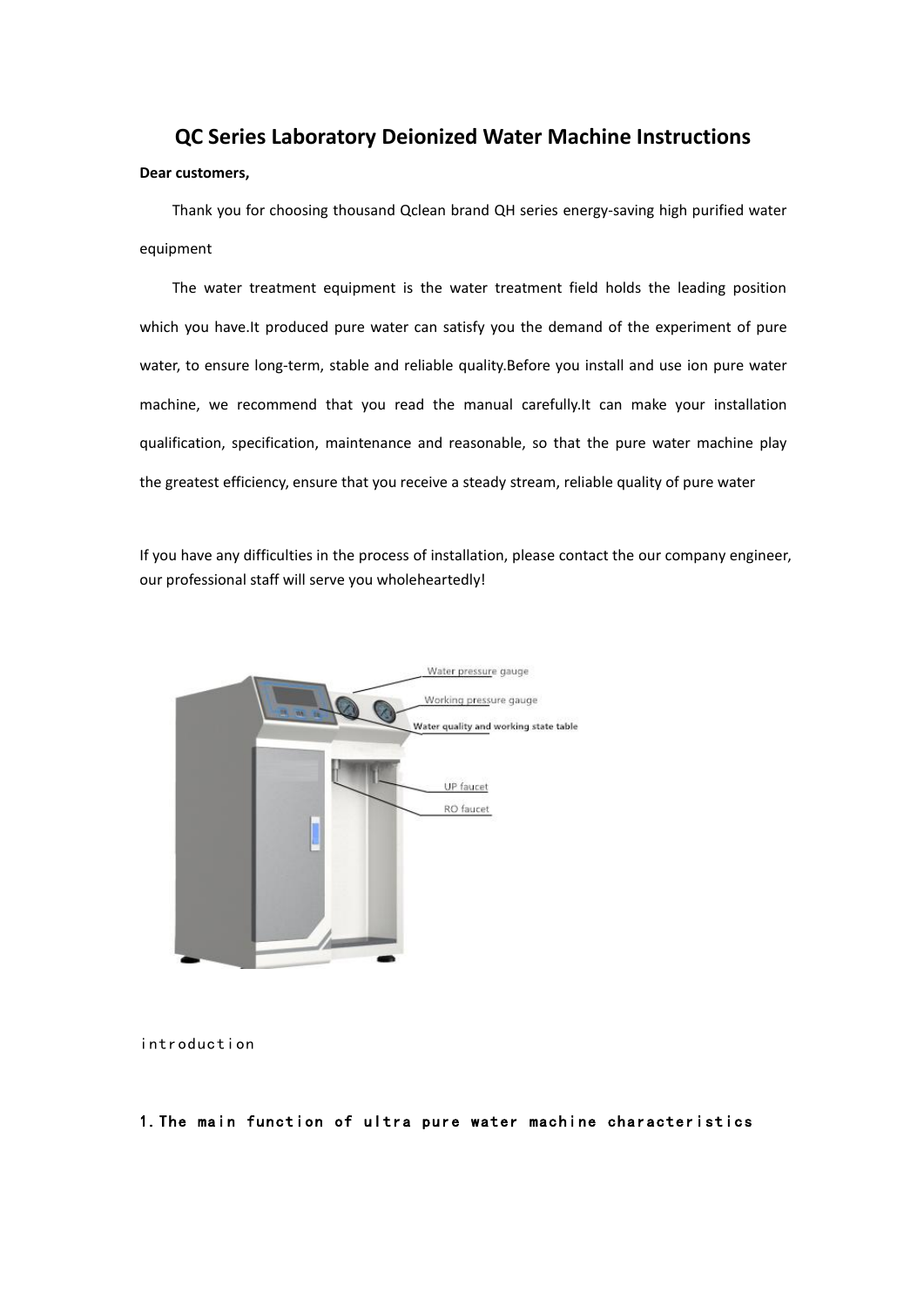# QC Series Laboratory Deionized Water Machine Instructions

**Dear customers,**

Thank you for choosing thousand Qclean brand QH series energy-saving high purified water equipment

The water treatment equipment is the water treatment field holds the leading position which you have.It produced pure water can satisfy you the demand of the experiment of pure water, to ensure long-term, stable and reliable quality.Before you install and use ion pure water machine, we recommend that you read the manual carefully.It can make your installation qualification, specification, maintenance and reasonable, so that the pure water machine play the greatest efficiency, ensure that you receive a steady stream, reliable quality of pure water

If you have any difficulties in the process of installation, please contact the our company engineer, our professional staff will serve you wholeheartedly!

Water pressure gauge

Working pressure gauge

Water quality and working state table

UP faucet

RO faucet

introduction

## 1. The main function of ultra pure water machine characteristics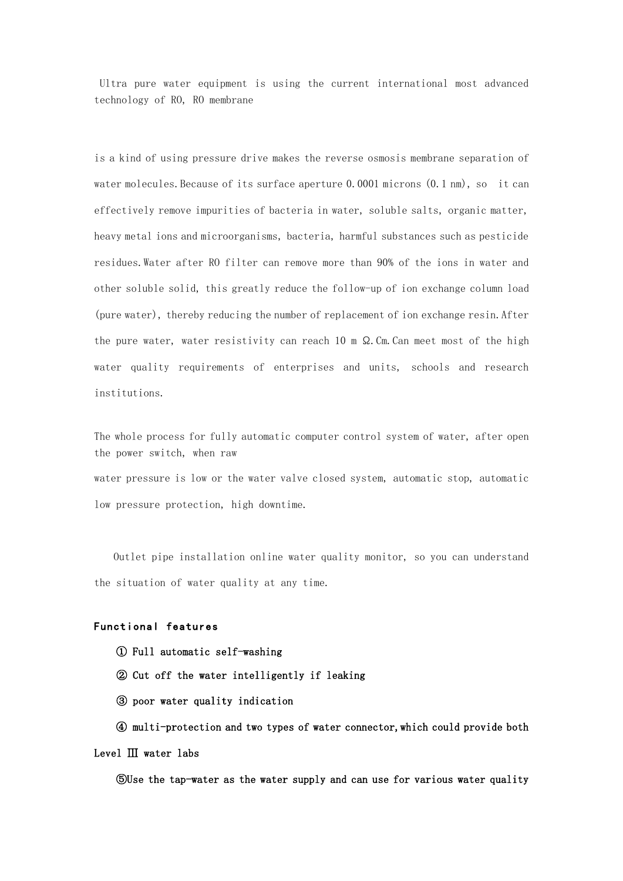Ultra pure water equipment is using the current international most advanced technology of RO, RO membrane

is a kind of using pressure drive makes the reverse osmosis membrane separation of water molecules.Because of its surface aperture 0.0001 microns (0.1 nm), so it can effectively remove impurities of bacteria in water, soluble salts, organic matter, heavy metal ions and microorganisms, bacteria, harmful substances such as pesticide residues.Water after RO filter can remove more than 90% of the ions in water and other soluble solid, this greatly reduce the follow-up of ion exchange column load (pure water), thereby reducing the number of replacement of ion exchange resin.After the pure water, water resistivity can reach 10 m Ω.Cm.Can meet most of the high water quality requirements of enterprises and units, schools and research institutions.

The whole process for fully automatic computer control system of water, after open the power switch, when raw
water pressure is low or the water valve closed system, automatic stop, automatic low pressure protection, high downtime.

Outlet pipe installation online water quality monitor, so you can understand the situation of water quality at any time.

**Functional features**

① Full automatic self-washing

② Cut off the water intelligently if leaking

③ poor water quality indication

④ multi-protection and two types of water connector,which could provide both Level Ⅲ water labs

⑤Use the tap-water as the water supply and can use for various water quality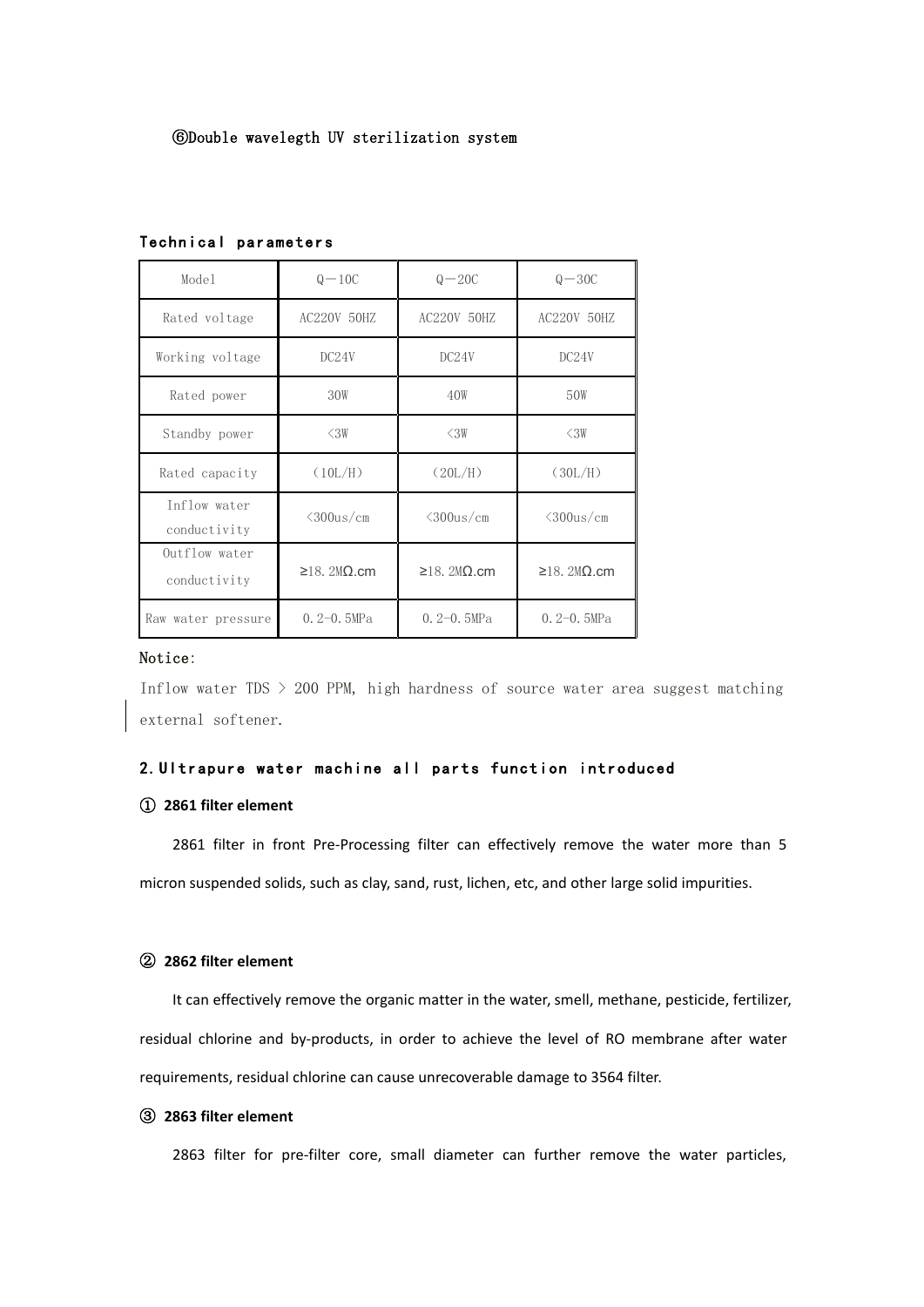⑥Double wavelegth UV sterilization system

**Technical parameters**

| Model | Q—10C | Q—20C | Q—30C |
|---|---|---|---|
| Rated voltage | AC220V 50HZ | AC220V 50HZ | AC220V 50HZ |
| Working voltage | DC24V | DC24V | DC24V |
| Rated power | 30W | 40W | 50W |
| Standby power | <3W | <3W | <3W |
| Rated capacity | (10L/H) | (20L/H) | (30L/H) |
| Inflow water conductivity | <300us/cm | <300us/cm | <300us/cm |
| Outflow water conductivity | ≥18.2MΩ.cm | ≥18.2MΩ.cm | ≥18.2MΩ.cm |
| Raw water pressure | 0.2-0.5MPa | 0.2-0.5MPa | 0.2-0.5MPa |

Notice:

Inflow water TDS > 200 PPM, high hardness of source water area suggest matching external softener.

## 2.Ultrapure water machine all parts function introduced

**① 2861 filter element**

2861 filter in front Pre-Processing filter can effectively remove the water more than 5 micron suspended solids, such as clay, sand, rust, lichen, etc, and other large solid impurities.

**② 2862 filter element**

It can effectively remove the organic matter in the water, smell, methane, pesticide, fertilizer, residual chlorine and by-products, in order to achieve the level of RO membrane after water requirements, residual chlorine can cause unrecoverable damage to 3564 filter.

**③ 2863 filter element**

2863 filter for pre-filter core, small diameter can further remove the water particles,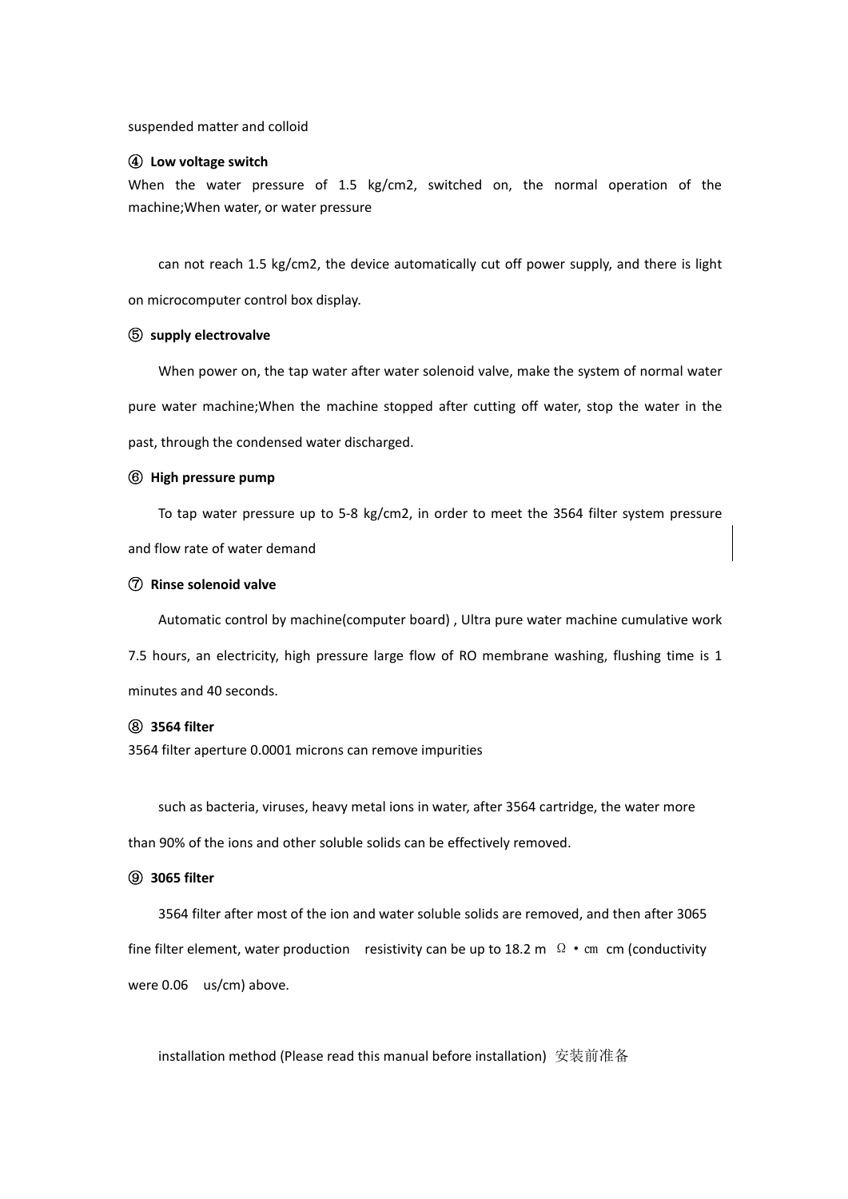suspended matter and colloid

④ **Low voltage switch**

When the water pressure of 1.5 kg/cm2, switched on, the normal operation of the machine;When water, or water pressure

can not reach 1.5 kg/cm2, the device automatically cut off power supply, and there is light on microcomputer control box display.

⑤ **supply electrovalve**

When power on, the tap water after water solenoid valve, make the system of normal water pure water machine;When the machine stopped after cutting off water, stop the water in the past, through the condensed water discharged.

⑥ **High pressure pump**

To tap water pressure up to 5-8 kg/cm2, in order to meet the 3564 filter system pressure and flow rate of water demand

⑦ **Rinse solenoid valve**

Automatic control by machine(computer board) , Ultra pure water machine cumulative work 7.5 hours, an electricity, high pressure large flow of RO membrane washing, flushing time is 1 minutes and 40 seconds.

⑧ **3564 filter**

3564 filter aperture 0.0001 microns can remove impurities

such as bacteria, viruses, heavy metal ions in water, after 3564 cartridge, the water more than 90% of the ions and other soluble solids can be effectively removed.

⑨ **3065 filter**

3564 filter after most of the ion and water soluble solids are removed, and then after 3065 fine filter element, water production resistivity can be up to 18.2 m Ω・㎝ cm (conductivity were 0.06 us/cm) above.

installation method (Please read this manual before installation) 安装前准备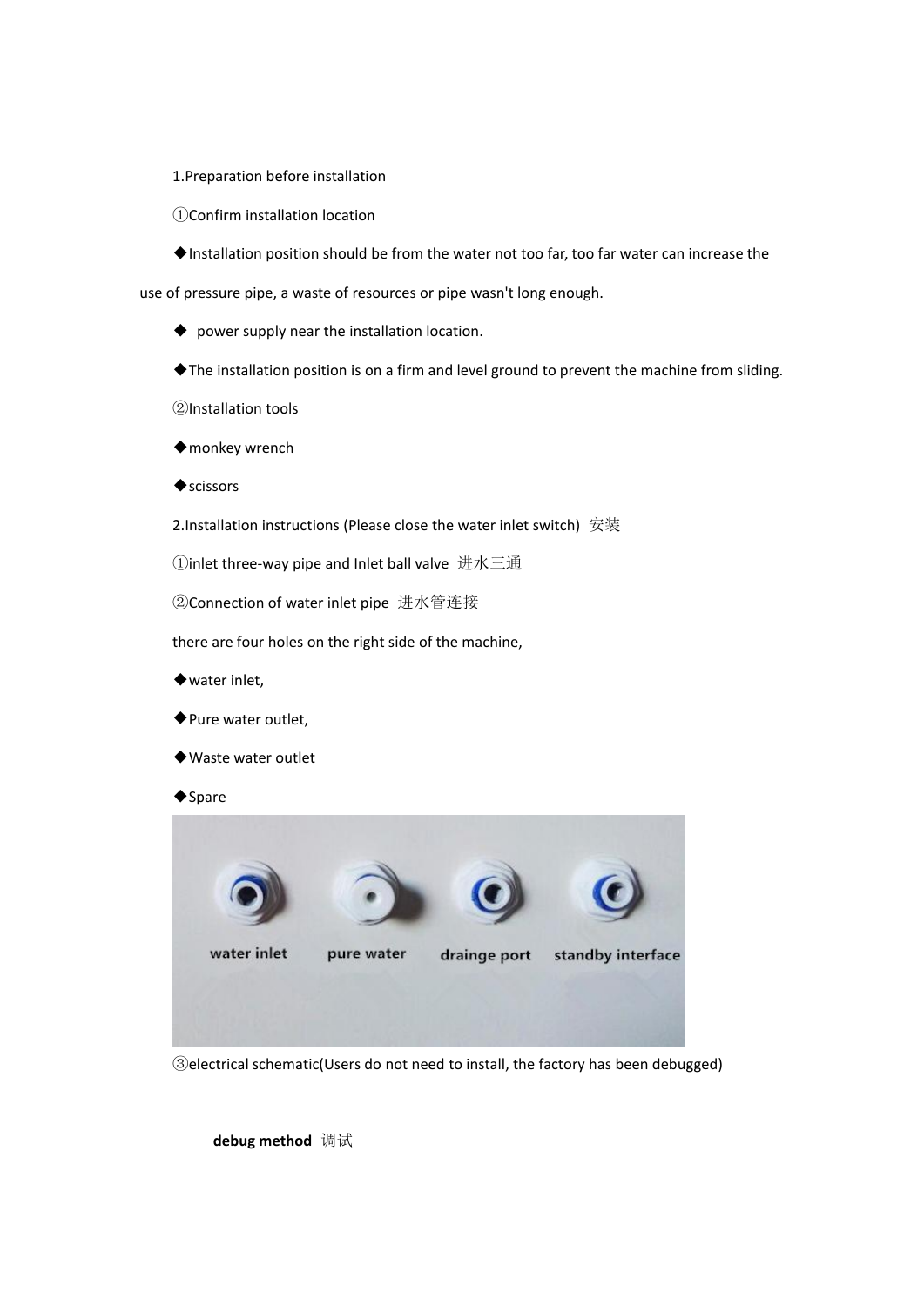1.Preparation before installation

①Confirm installation location

◆Installation position should be from the water not too far, too far water can increase the use of pressure pipe, a waste of resources or pipe wasn't long enough.

◆ power supply near the installation location.

◆The installation position is on a firm and level ground to prevent the machine from sliding.

②Installation tools

◆monkey wrench

◆scissors

2.Installation instructions (Please close the water inlet switch) 安装

①inlet three-way pipe and Inlet ball valve 进水三通

②Connection of water inlet pipe 进水管连接

there are four holes on the right side of the machine,

◆water inlet,

◆Pure water outlet,

◆Waste water outlet

◆Spare

water inlet pure water drainge port standby interface

③electrical schematic(Users do not need to install, the factory has been debugged)

**debug method** 调试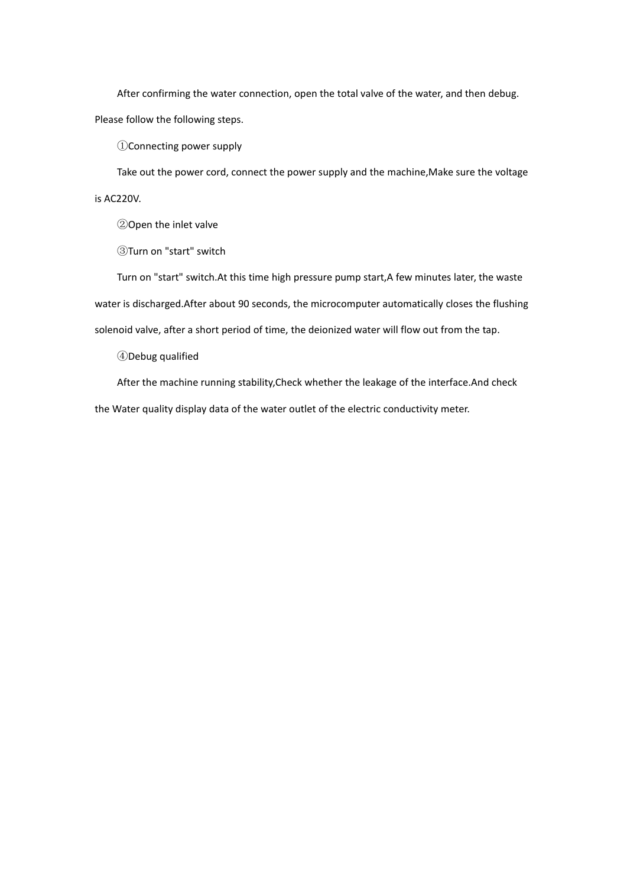After confirming the water connection, open the total valve of the water, and then debug. Please follow the following steps.

①Connecting power supply

Take out the power cord, connect the power supply and the machine,Make sure the voltage is AC220V.

②Open the inlet valve

③Turn on "start" switch

Turn on "start" switch.At this time high pressure pump start,A few minutes later, the waste water is discharged.After about 90 seconds, the microcomputer automatically closes the flushing solenoid valve, after a short period of time, the deionized water will flow out from the tap.

④Debug qualified

After the machine running stability,Check whether the leakage of the interface.And check the Water quality display data of the water outlet of the electric conductivity meter.